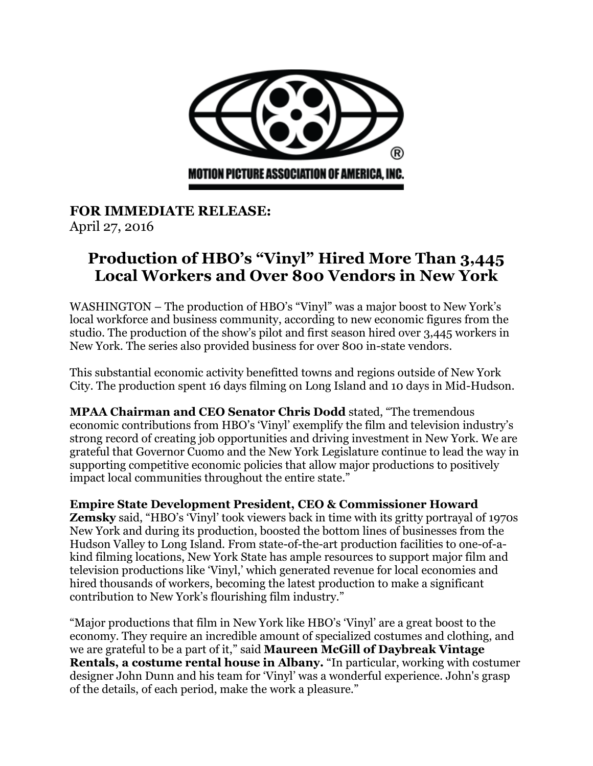MOTION PICTURE ASSOCIATION OF AMERICA, INC.

**FOR IMMEDIATE RELEASE:**
April 27, 2016

# Production of HBO's "Vinyl" Hired More Than 3,445 Local Workers and Over 800 Vendors in New York

WASHINGTON – The production of HBO's "Vinyl" was a major boost to New York's local workforce and business community, according to new economic figures from the studio. The production of the show's pilot and first season hired over 3,445 workers in New York. The series also provided business for over 800 in-state vendors.

This substantial economic activity benefitted towns and regions outside of New York City. The production spent 16 days filming on Long Island and 10 days in Mid-Hudson.

**MPAA Chairman and CEO Senator Chris Dodd** stated, "The tremendous economic contributions from HBO's 'Vinyl' exemplify the film and television industry's strong record of creating job opportunities and driving investment in New York. We are grateful that Governor Cuomo and the New York Legislature continue to lead the way in supporting competitive economic policies that allow major productions to positively impact local communities throughout the entire state."

**Empire State Development President, CEO & Commissioner Howard Zemsky** said, "HBO's 'Vinyl' took viewers back in time with its gritty portrayal of 1970s New York and during its production, boosted the bottom lines of businesses from the Hudson Valley to Long Island. From state-of-the-art production facilities to one-of-a-kind filming locations, New York State has ample resources to support major film and television productions like 'Vinyl,' which generated revenue for local economies and hired thousands of workers, becoming the latest production to make a significant contribution to New York's flourishing film industry."

"Major productions that film in New York like HBO's 'Vinyl' are a great boost to the economy. They require an incredible amount of specialized costumes and clothing, and we are grateful to be a part of it," said **Maureen McGill of Daybreak Vintage Rentals, a costume rental house in Albany.** "In particular, working with costumer designer John Dunn and his team for 'Vinyl' was a wonderful experience. John's grasp of the details, of each period, make the work a pleasure."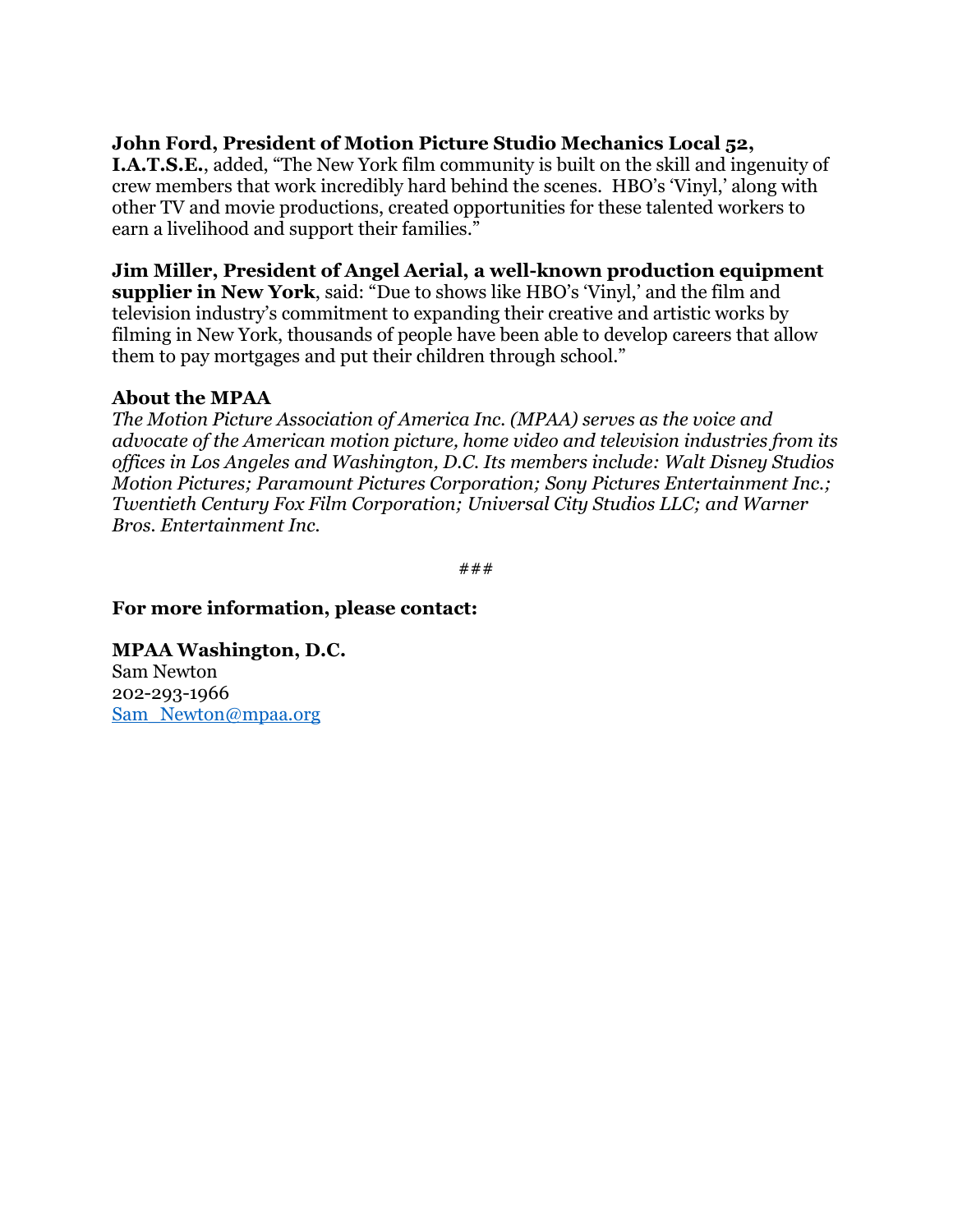**John Ford, President of Motion Picture Studio Mechanics Local 52, I.A.T.S.E.**, added, "The New York film community is built on the skill and ingenuity of crew members that work incredibly hard behind the scenes. HBO's 'Vinyl,' along with other TV and movie productions, created opportunities for these talented workers to earn a livelihood and support their families."

**Jim Miller, President of Angel Aerial, a well-known production equipment supplier in New York**, said: "Due to shows like HBO's 'Vinyl,' and the film and television industry's commitment to expanding their creative and artistic works by filming in New York, thousands of people have been able to develop careers that allow them to pay mortgages and put their children through school."

**About the MPAA**

*The Motion Picture Association of America Inc. (MPAA) serves as the voice and advocate of the American motion picture, home video and television industries from its offices in Los Angeles and Washington, D.C. Its members include: Walt Disney Studios Motion Pictures; Paramount Pictures Corporation; Sony Pictures Entertainment Inc.; Twentieth Century Fox Film Corporation; Universal City Studios LLC; and Warner Bros. Entertainment Inc.*

###

**For more information, please contact:**

**MPAA Washington, D.C.**
Sam Newton
202-293-1966
Sam_Newton@mpaa.org